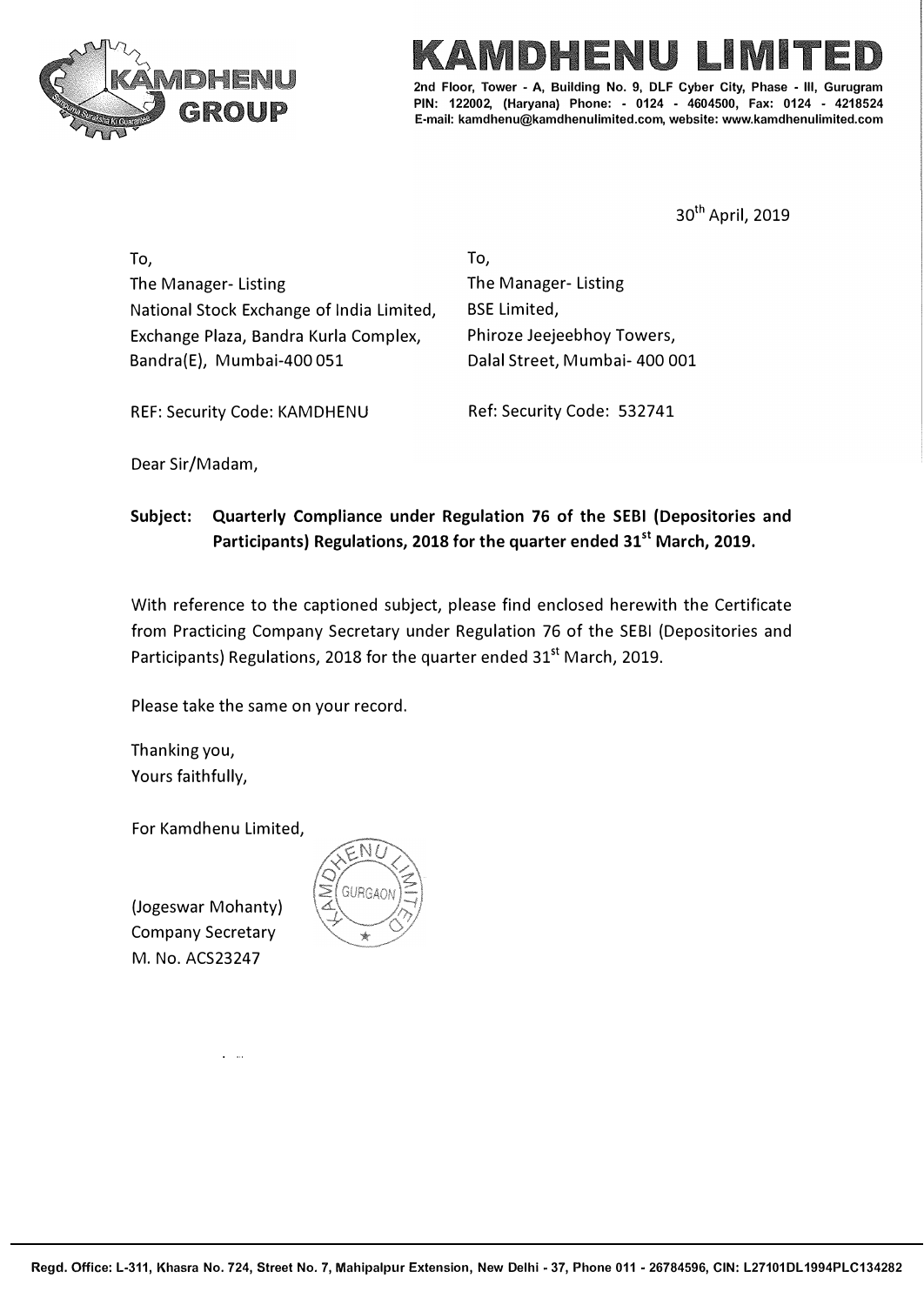# KAMDHENU LIMITED

2nd Floor, Tower - A, Building No. 9, DLF Cyber City, Phase - III, Gurugram
PIN: 122002, (Haryana) Phone: - 0124 - 4604500, Fax: 0124 - 4218524
E-mail: kamdhenu@kamdhenulimited.com, website: www.kamdhenulimited.com

30th April, 2019

To,
The Manager- Listing
National Stock Exchange of India Limited,
Exchange Plaza, Bandra Kurla Complex,
Bandra(E), Mumbai-400 051

REF: Security Code: KAMDHENU

To,
The Manager- Listing
BSE Limited,
Phiroze Jeejeebhoy Towers,
Dalal Street, Mumbai- 400 001

Ref: Security Code: 532741

Dear Sir/Madam,

**Subject: Quarterly Compliance under Regulation 76 of the SEBI (Depositories and Participants) Regulations, 2018 for the quarter ended 31st March, 2019.**

With reference to the captioned subject, please find enclosed herewith the Certificate from Practicing Company Secretary under Regulation 76 of the SEBI (Depositories and Participants) Regulations, 2018 for the quarter ended 31st March, 2019.

Please take the same on your record.

Thanking you,
Yours faithfully,

For Kamdhenu Limited,

(Jogeswar Mohanty)
Company Secretary
M. No. ACS23247

Regd. Office: L-311, Khasra No. 724, Street No. 7, Mahipalpur Extension, New Delhi - 37, Phone 011 - 26784596, CIN: L27101DL1994PLC134282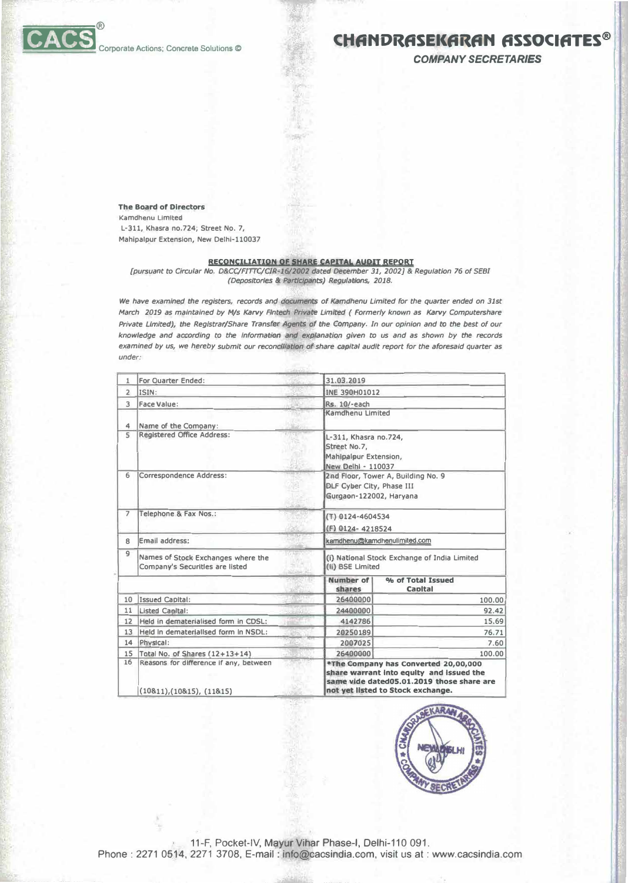**The Board of Directors**
Kamdhenu Limited
L-311, Khasra no.724, Street No. 7,
Mahipalpur Extension, New Delhi-110037

## RECONCILIATION OF SHARE CAPITAL AUDIT REPORT

*[pursuant to Circular No. D&CC/FITTC/CIR-16/2002 dated December 31, 2002] & Regulation 76 of SEBI (Depositories & Participants) Regulations, 2018.*

*We have examined the registers, records and documents of Kamdhenu Limited for the quarter ended on 31st March 2019 as maintained by M/s Karvy Fintech Private Limited ( Formerly known as Karvy Computershare Private Limited), the Registrar/Share Transfer Agents of the Company. In our opinion and to the best of our knowledge and according to the information and explanation given to us and as shown by the records examined by us, we hereby submit our reconciliation of share capital audit report for the aforesaid quarter as under:*

| 1 | For Quarter Ended: | 31.03.2019 | |
|---|---|---|---|
| 2 | ISIN: | INE 390H01012 | |
| 3 | Face Value: | Rs. 10/-each | |
| 4 | Name of the Company: | Kamdhenu Limited | |
| 5 | Registered Office Address: | L-311, Khasra no.724, Street No.7, Mahipalpur Extension, New Delhi - 110037 | |
| 6 | Correspondence Address: | 2nd Floor, Tower A, Building No. 9 DLF Cyber City, Phase III Gurgaon-122002, Haryana | |
| 7 | Telephone & Fax Nos.: | (T) 0124-4604534 (F) 0124- 4218524 | |
| 8 | Email address: | kamdhenu@kamdhenulimited.com | |
| 9 | Names of Stock Exchanges where the Company's Securities are listed | (i) National Stock Exchange of India Limited (ii) BSE Limited | |
| | | **Number of shares** | **% of Total Issued Capital** |
| 10 | Issued Capital: | 26400000 | 100.00 |
| 11 | Listed Capital: | 24400000 | 92.42 |
| 12 | Held in dematerialised form in CDSL: | 4142786 | 15.69 |
| 13 | Held in dematerialised form in NSDL: | 20250189 | 76.71 |
| 14 | Physical: | 2007025 | 7.60 |
| 15 | Total No. of Shares (12+13+14) | 26400000 | 100.00 |
| 16 | Reasons for difference if any, between (10&11),(10&15), (11&15) | **\*The Company has Converted 20,00,000 share warrant into equity and issued the same vide dated05.01.2019 those share are not yet listed to Stock exchange.** | |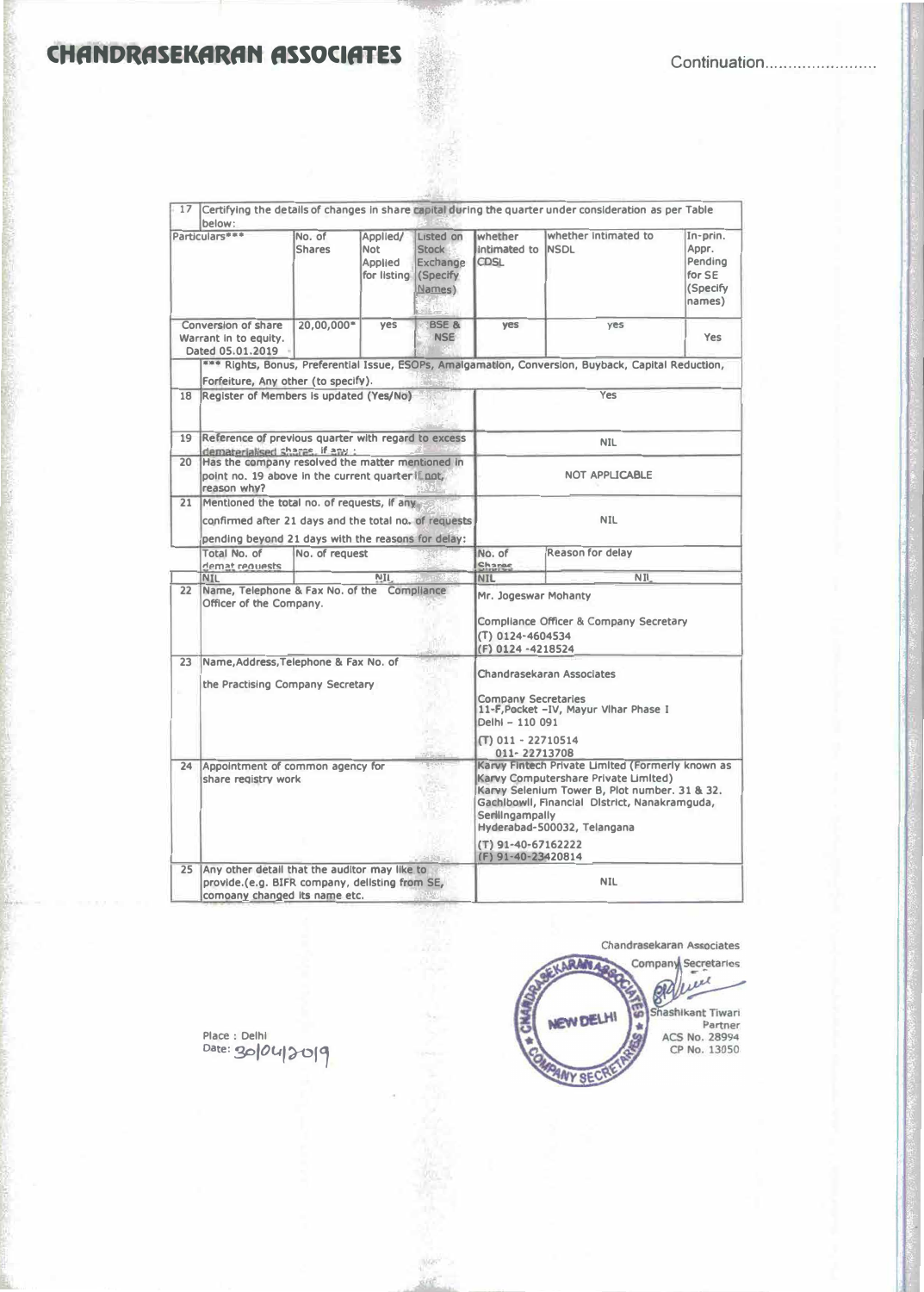# CHANDRASEKARAN ASSOCIATES

Continuation........................

| | | | | | | | |
|---|---|---|---|---|---|---|---|
| 17 | Certifying the details of changes in share capital during the quarter under consideration as per Table below: | | | | | | |
| Particulars*** | | No. of Shares | Applied/ Not Applied for listing | Listed on Stock Exchange (Specify Names) | whether intimated to CDSL | whether intimated to NSDL | In-prin. Appr. Pending for SE (Specify names) |
| Conversion of share Warrant in to equity. Dated 05.01.2019 | | 20,00,000* | yes | BSE & NSE | yes | yes | Yes |
| | *** Rights, Bonus, Preferential Issue, ESOPs, Amalgamation, Conversion, Buyback, Capital Reduction, Forfeiture, Any other (to specify). | | | | | | |
| 18 | Register of Members is updated (Yes/No) | | | | Yes | | |
| 19 | Reference of previous quarter with regard to excess dematerialised shares, if any : | | | | NIL | | |
| 20 | Has the company resolved the matter mentioned in point no. 19 above in the current quarter If not, reason why? | | | | NOT APPLICABLE | | |
| 21 | Mentioned the total no. of requests, if any, confirmed after 21 days and the total no. of requests pending beyond 21 days with the reasons for delay: | | | | NIL | | |
| | Total No. of demat requests | No. of request | | | No. of Shares | Reason for delay | |
| | NIL | NIL | | | NIL | NIL | |
| 22 | Name, Telephone & Fax No. of the Compliance Officer of the Company. | | | | Mr. Jogeswar Mohanty<br><br>Compliance Officer & Company Secretary<br>(T) 0124-4604534<br>(F) 0124 -4218524 | | |
| 23 | Name, Address, Telephone & Fax No. of the Practising Company Secretary | | | | Chandrasekaran Associates<br><br>Company Secretaries<br>11-F, Pocket -IV, Mayur Vihar Phase I<br>Delhi – 110 091<br>(T) 011 - 22710514<br>011- 22713708 | | |
| 24 | Appointment of common agency for share registry work | | | | Karvy Fintech Private Limited (Formerly known as Karvy Computershare Private Limited)<br>Karvy Selenium Tower B, Plot number. 31 & 32. Gachibowli, Financial District, Nanakramguda, Serilingampally<br>Hyderabad-500032, Telangana<br>(T) 91-40-67162222<br>(F) 91-40-23420814 | | |
| 25 | Any other detail that the auditor may like to provide.(e.g. BIFR company, delisting from SE, company changed its name etc. | | | | NIL | | |

Chandrasekaran Associates
Company Secretaries

Shashikant Tiwari
Partner
ACS No. 28994
CP No. 13050

Place : Delhi
Date: 30/04/2019